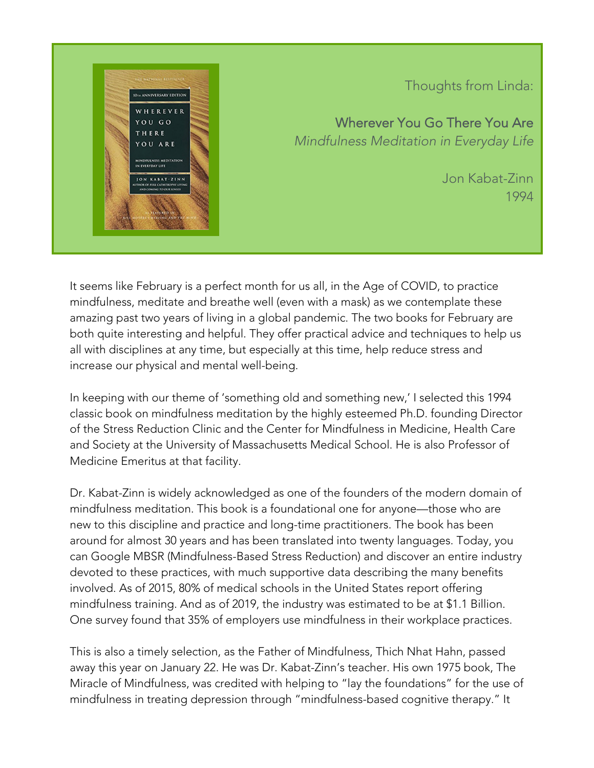Thoughts from Linda:

## Wherever You Go There You Are

*Mindfulness Meditation in Everyday Life*

Jon Kabat-Zinn
1994

It seems like February is a perfect month for us all, in the Age of COVID, to practice mindfulness, meditate and breathe well (even with a mask) as we contemplate these amazing past two years of living in a global pandemic. The two books for February are both quite interesting and helpful. They offer practical advice and techniques to help us all with disciplines at any time, but especially at this time, help reduce stress and increase our physical and mental well-being.

In keeping with our theme of 'something old and something new,' I selected this 1994 classic book on mindfulness meditation by the highly esteemed Ph.D. founding Director of the Stress Reduction Clinic and the Center for Mindfulness in Medicine, Health Care and Society at the University of Massachusetts Medical School. He is also Professor of Medicine Emeritus at that facility.

Dr. Kabat-Zinn is widely acknowledged as one of the founders of the modern domain of mindfulness meditation. This book is a foundational one for anyone—those who are new to this discipline and practice and long-time practitioners. The book has been around for almost 30 years and has been translated into twenty languages. Today, you can Google MBSR (Mindfulness-Based Stress Reduction) and discover an entire industry devoted to these practices, with much supportive data describing the many benefits involved. As of 2015, 80% of medical schools in the United States report offering mindfulness training. And as of 2019, the industry was estimated to be at $1.1 Billion. One survey found that 35% of employers use mindfulness in their workplace practices.

This is also a timely selection, as the Father of Mindfulness, Thich Nhat Hahn, passed away this year on January 22. He was Dr. Kabat-Zinn's teacher. His own 1975 book, The Miracle of Mindfulness, was credited with helping to "lay the foundations" for the use of mindfulness in treating depression through "mindfulness-based cognitive therapy." It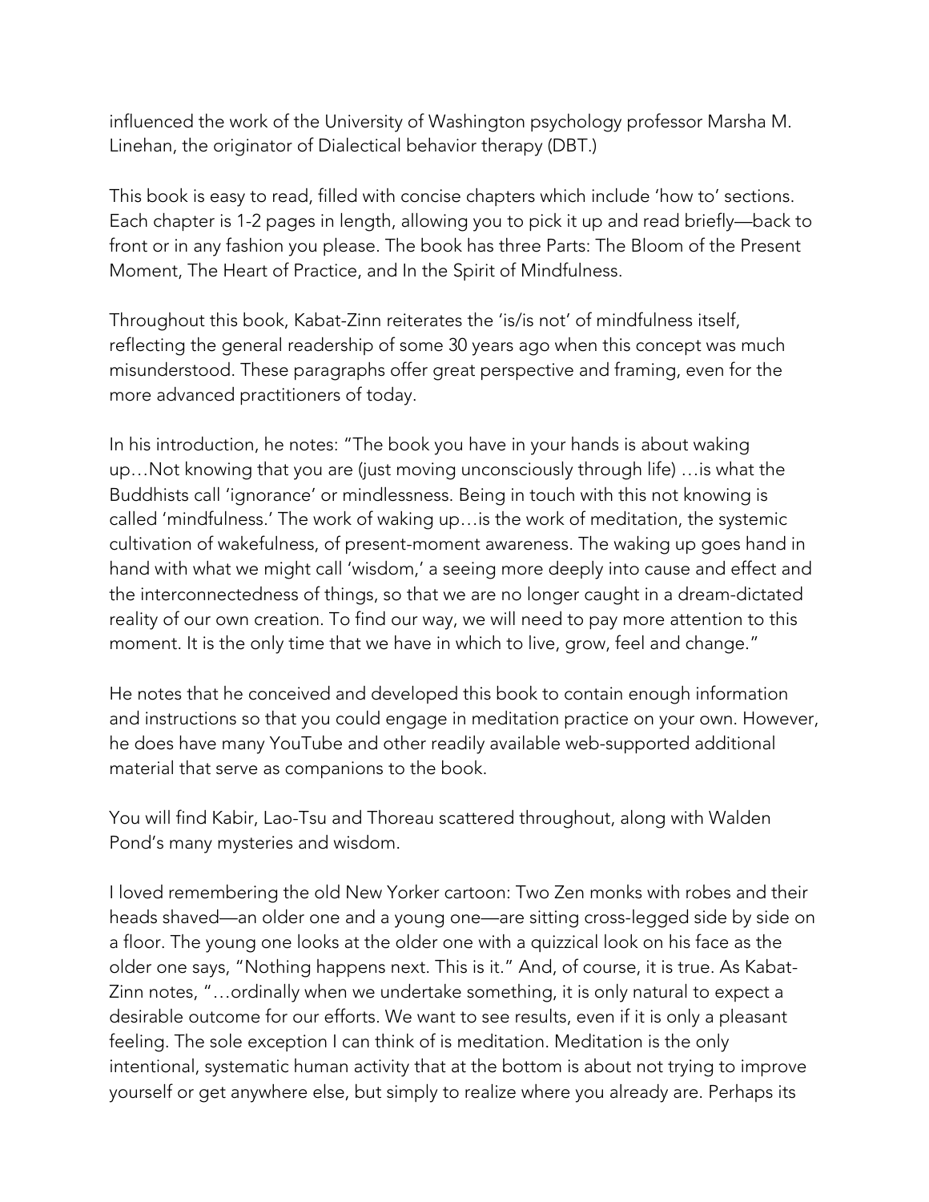influenced the work of the University of Washington psychology professor Marsha M. Linehan, the originator of Dialectical behavior therapy (DBT.)

This book is easy to read, filled with concise chapters which include 'how to' sections. Each chapter is 1-2 pages in length, allowing you to pick it up and read briefly—back to front or in any fashion you please. The book has three Parts: The Bloom of the Present Moment, The Heart of Practice, and In the Spirit of Mindfulness.

Throughout this book, Kabat-Zinn reiterates the 'is/is not' of mindfulness itself, reflecting the general readership of some 30 years ago when this concept was much misunderstood. These paragraphs offer great perspective and framing, even for the more advanced practitioners of today.

In his introduction, he notes: "The book you have in your hands is about waking up…Not knowing that you are (just moving unconsciously through life) …is what the Buddhists call 'ignorance' or mindlessness. Being in touch with this not knowing is called 'mindfulness.' The work of waking up…is the work of meditation, the systemic cultivation of wakefulness, of present-moment awareness. The waking up goes hand in hand with what we might call 'wisdom,' a seeing more deeply into cause and effect and the interconnectedness of things, so that we are no longer caught in a dream-dictated reality of our own creation. To find our way, we will need to pay more attention to this moment. It is the only time that we have in which to live, grow, feel and change."

He notes that he conceived and developed this book to contain enough information and instructions so that you could engage in meditation practice on your own. However, he does have many YouTube and other readily available web-supported additional material that serve as companions to the book.

You will find Kabir, Lao-Tsu and Thoreau scattered throughout, along with Walden Pond's many mysteries and wisdom.

I loved remembering the old New Yorker cartoon: Two Zen monks with robes and their heads shaved—an older one and a young one—are sitting cross-legged side by side on a floor. The young one looks at the older one with a quizzical look on his face as the older one says, "Nothing happens next. This is it." And, of course, it is true. As Kabat-Zinn notes, "…ordinally when we undertake something, it is only natural to expect a desirable outcome for our efforts. We want to see results, even if it is only a pleasant feeling. The sole exception I can think of is meditation. Meditation is the only intentional, systematic human activity that at the bottom is about not trying to improve yourself or get anywhere else, but simply to realize where you already are. Perhaps its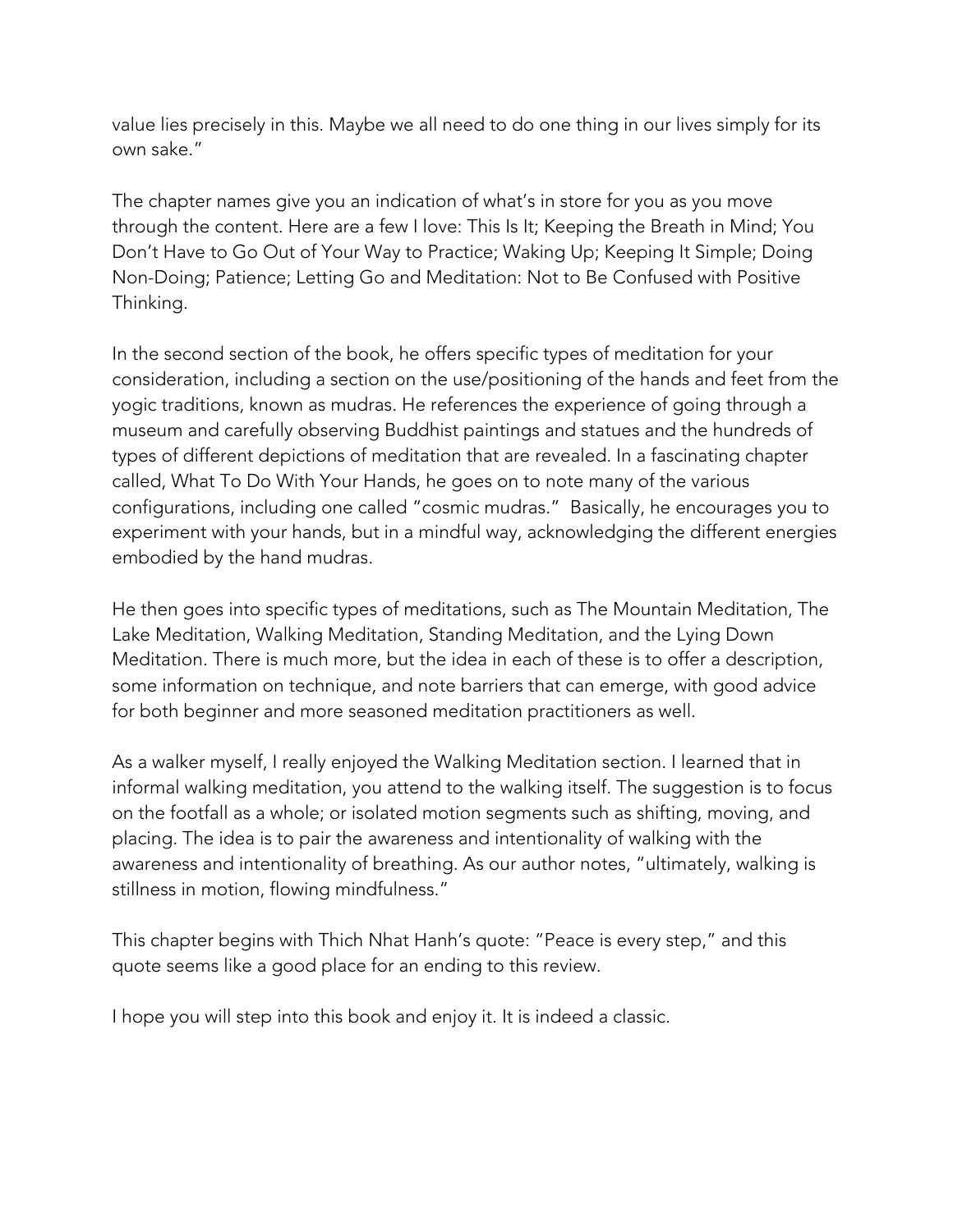value lies precisely in this. Maybe we all need to do one thing in our lives simply for its own sake."

The chapter names give you an indication of what's in store for you as you move through the content. Here are a few I love: This Is It; Keeping the Breath in Mind; You Don't Have to Go Out of Your Way to Practice; Waking Up; Keeping It Simple; Doing Non-Doing; Patience; Letting Go and Meditation: Not to Be Confused with Positive Thinking.

In the second section of the book, he offers specific types of meditation for your consideration, including a section on the use/positioning of the hands and feet from the yogic traditions, known as mudras. He references the experience of going through a museum and carefully observing Buddhist paintings and statues and the hundreds of types of different depictions of meditation that are revealed. In a fascinating chapter called, What To Do With Your Hands, he goes on to note many of the various configurations, including one called "cosmic mudras." Basically, he encourages you to experiment with your hands, but in a mindful way, acknowledging the different energies embodied by the hand mudras.

He then goes into specific types of meditations, such as The Mountain Meditation, The Lake Meditation, Walking Meditation, Standing Meditation, and the Lying Down Meditation. There is much more, but the idea in each of these is to offer a description, some information on technique, and note barriers that can emerge, with good advice for both beginner and more seasoned meditation practitioners as well.

As a walker myself, I really enjoyed the Walking Meditation section. I learned that in informal walking meditation, you attend to the walking itself. The suggestion is to focus on the footfall as a whole; or isolated motion segments such as shifting, moving, and placing. The idea is to pair the awareness and intentionality of walking with the awareness and intentionality of breathing. As our author notes, "ultimately, walking is stillness in motion, flowing mindfulness."

This chapter begins with Thich Nhat Hanh's quote: "Peace is every step," and this quote seems like a good place for an ending to this review.

I hope you will step into this book and enjoy it. It is indeed a classic.